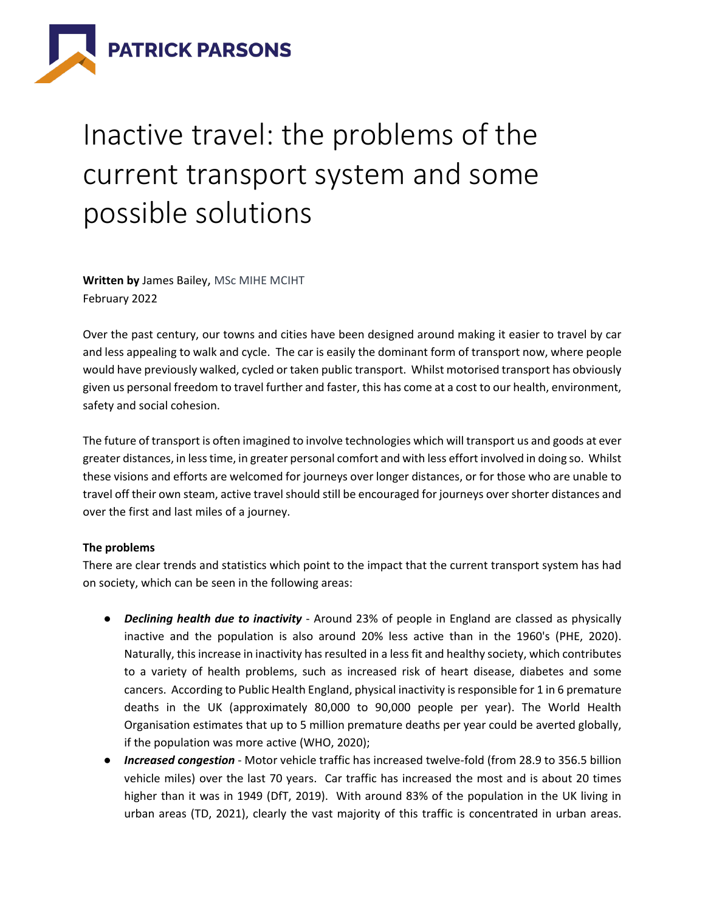PATRICK PARSONS

# Inactive travel: the problems of the current transport system and some possible solutions

**Written by** James Bailey, MSc MIHE MCIHT
February 2022

Over the past century, our towns and cities have been designed around making it easier to travel by car and less appealing to walk and cycle. The car is easily the dominant form of transport now, where people would have previously walked, cycled or taken public transport. Whilst motorised transport has obviously given us personal freedom to travel further and faster, this has come at a cost to our health, environment, safety and social cohesion.

The future of transport is often imagined to involve technologies which will transport us and goods at ever greater distances, in less time, in greater personal comfort and with less effort involved in doing so. Whilst these visions and efforts are welcomed for journeys over longer distances, or for those who are unable to travel off their own steam, active travel should still be encouraged for journeys over shorter distances and over the first and last miles of a journey.

**The problems**

There are clear trends and statistics which point to the impact that the current transport system has had on society, which can be seen in the following areas:

- ***Declining health due to inactivity*** - Around 23% of people in England are classed as physically inactive and the population is also around 20% less active than in the 1960's (PHE, 2020). Naturally, this increase in inactivity has resulted in a less fit and healthy society, which contributes to a variety of health problems, such as increased risk of heart disease, diabetes and some cancers. According to Public Health England, physical inactivity is responsible for 1 in 6 premature deaths in the UK (approximately 80,000 to 90,000 people per year). The World Health Organisation estimates that up to 5 million premature deaths per year could be averted globally, if the population was more active (WHO, 2020);
- ***Increased congestion*** - Motor vehicle traffic has increased twelve-fold (from 28.9 to 356.5 billion vehicle miles) over the last 70 years. Car traffic has increased the most and is about 20 times higher than it was in 1949 (DfT, 2019). With around 83% of the population in the UK living in urban areas (TD, 2021), clearly the vast majority of this traffic is concentrated in urban areas.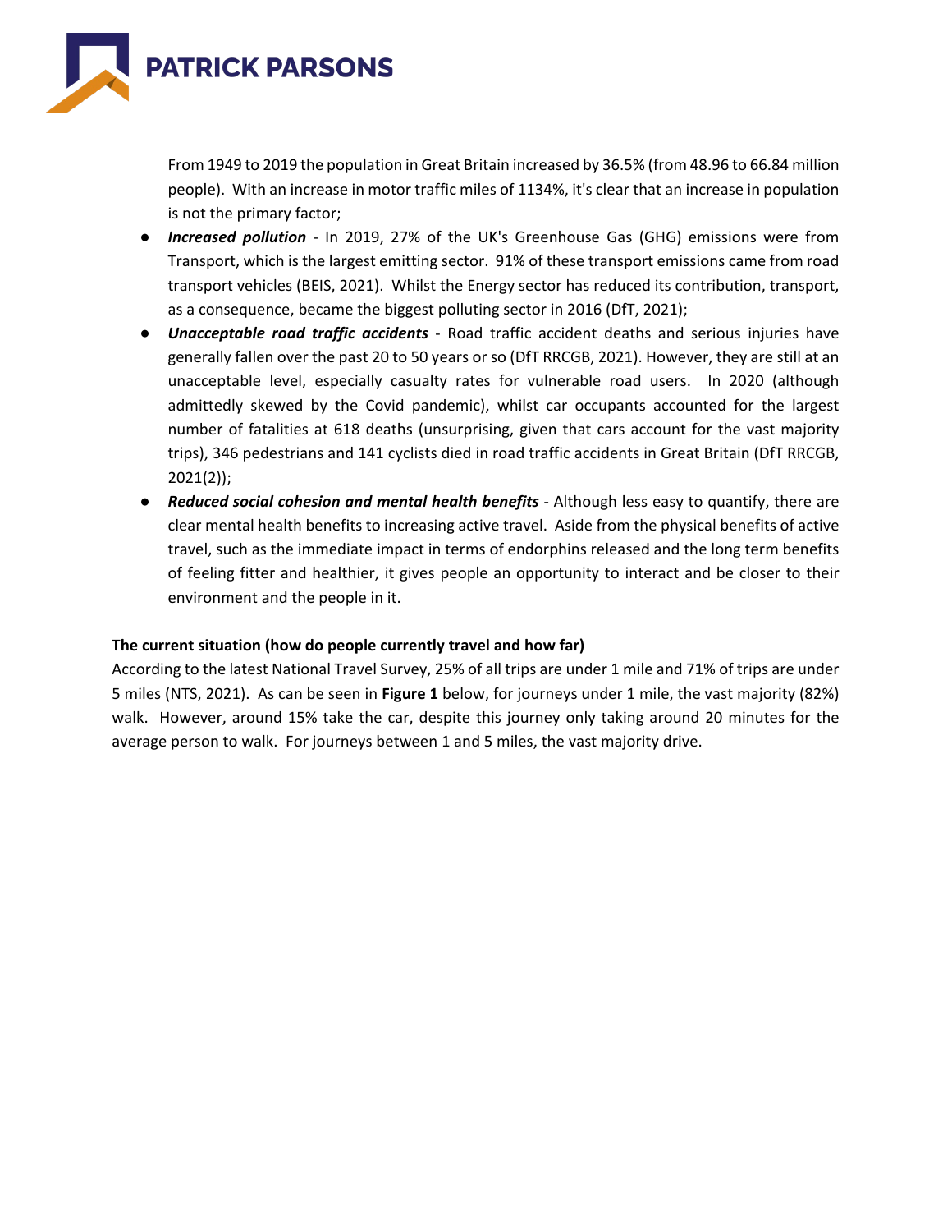From 1949 to 2019 the population in Great Britain increased by 36.5% (from 48.96 to 66.84 million people). With an increase in motor traffic miles of 1134%, it's clear that an increase in population is not the primary factor;

- ***Increased pollution*** - In 2019, 27% of the UK's Greenhouse Gas (GHG) emissions were from Transport, which is the largest emitting sector. 91% of these transport emissions came from road transport vehicles (BEIS, 2021). Whilst the Energy sector has reduced its contribution, transport, as a consequence, became the biggest polluting sector in 2016 (DfT, 2021);
- ***Unacceptable road traffic accidents*** - Road traffic accident deaths and serious injuries have generally fallen over the past 20 to 50 years or so (DfT RRCGB, 2021). However, they are still at an unacceptable level, especially casualty rates for vulnerable road users. In 2020 (although admittedly skewed by the Covid pandemic), whilst car occupants accounted for the largest number of fatalities at 618 deaths (unsurprising, given that cars account for the vast majority trips), 346 pedestrians and 141 cyclists died in road traffic accidents in Great Britain (DfT RRCGB, 2021(2));
- ***Reduced social cohesion and mental health benefits*** - Although less easy to quantify, there are clear mental health benefits to increasing active travel. Aside from the physical benefits of active travel, such as the immediate impact in terms of endorphins released and the long term benefits of feeling fitter and healthier, it gives people an opportunity to interact and be closer to their environment and the people in it.

**The current situation (how do people currently travel and how far)**

According to the latest National Travel Survey, 25% of all trips are under 1 mile and 71% of trips are under 5 miles (NTS, 2021). As can be seen in **Figure 1** below, for journeys under 1 mile, the vast majority (82%) walk. However, around 15% take the car, despite this journey only taking around 20 minutes for the average person to walk. For journeys between 1 and 5 miles, the vast majority drive.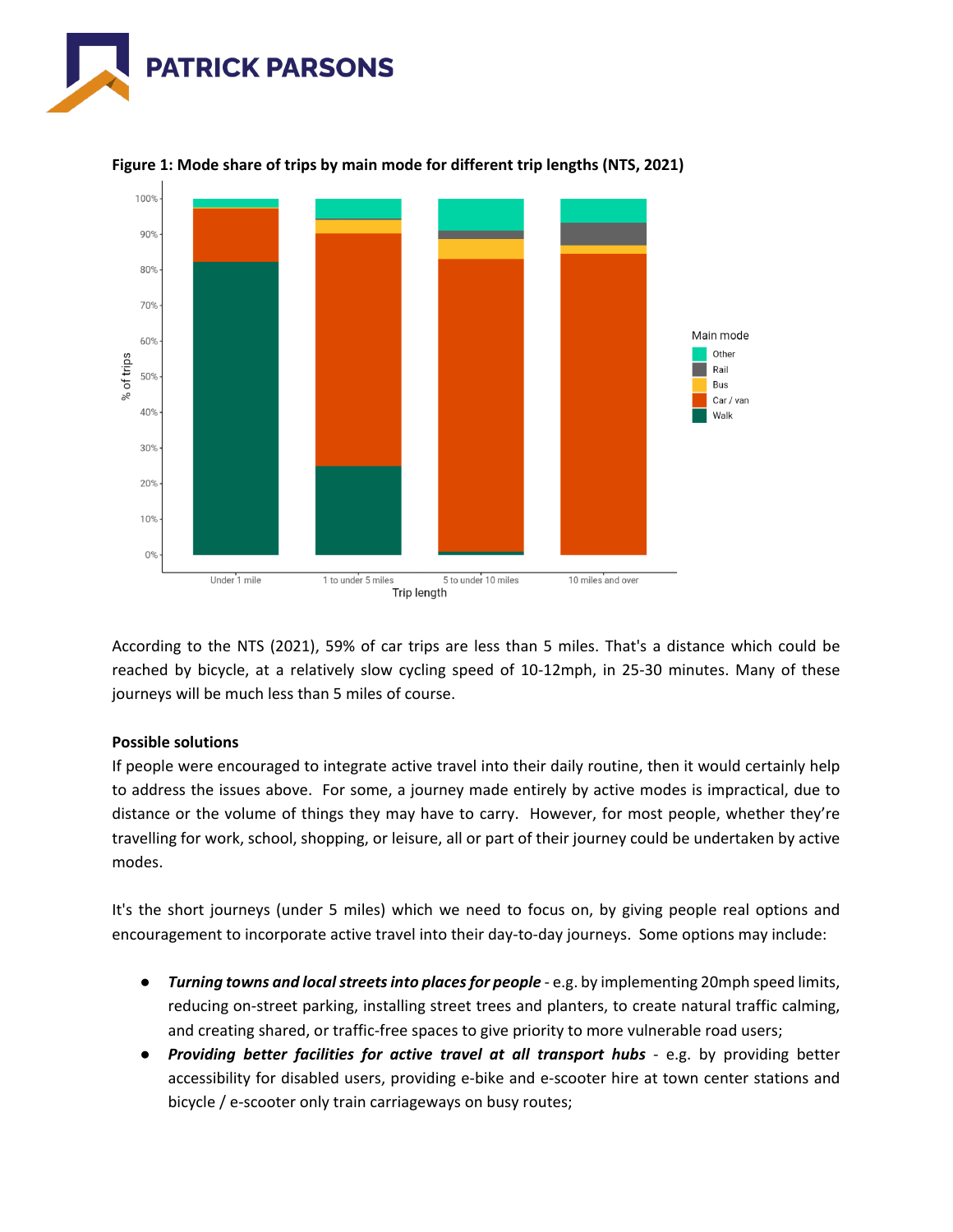**Figure 1: Mode share of trips by main mode for different trip lengths (NTS, 2021)**

100%
90%
80%
70%
60%
50%
40%
30%
20%
10%
0%

% of trips

Under 1 mile
1 to under 5 miles
5 to under 10 miles
10 miles and over

Trip length

Main mode
Other
Rail
Bus
Car / van
Walk

According to the NTS (2021), 59% of car trips are less than 5 miles. That's a distance which could be reached by bicycle, at a relatively slow cycling speed of 10-12mph, in 25-30 minutes. Many of these journeys will be much less than 5 miles of course.

**Possible solutions**

If people were encouraged to integrate active travel into their daily routine, then it would certainly help to address the issues above. For some, a journey made entirely by active modes is impractical, due to distance or the volume of things they may have to carry. However, for most people, whether they're travelling for work, school, shopping, or leisure, all or part of their journey could be undertaken by active modes.

It's the short journeys (under 5 miles) which we need to focus on, by giving people real options and encouragement to incorporate active travel into their day-to-day journeys. Some options may include:

- ***Turning towns and local streets into places for people*** - e.g. by implementing 20mph speed limits, reducing on-street parking, installing street trees and planters, to create natural traffic calming, and creating shared, or traffic-free spaces to give priority to more vulnerable road users;
- ***Providing better facilities for active travel at all transport hubs*** - e.g. by providing better accessibility for disabled users, providing e-bike and e-scooter hire at town center stations and bicycle / e-scooter only train carriageways on busy routes;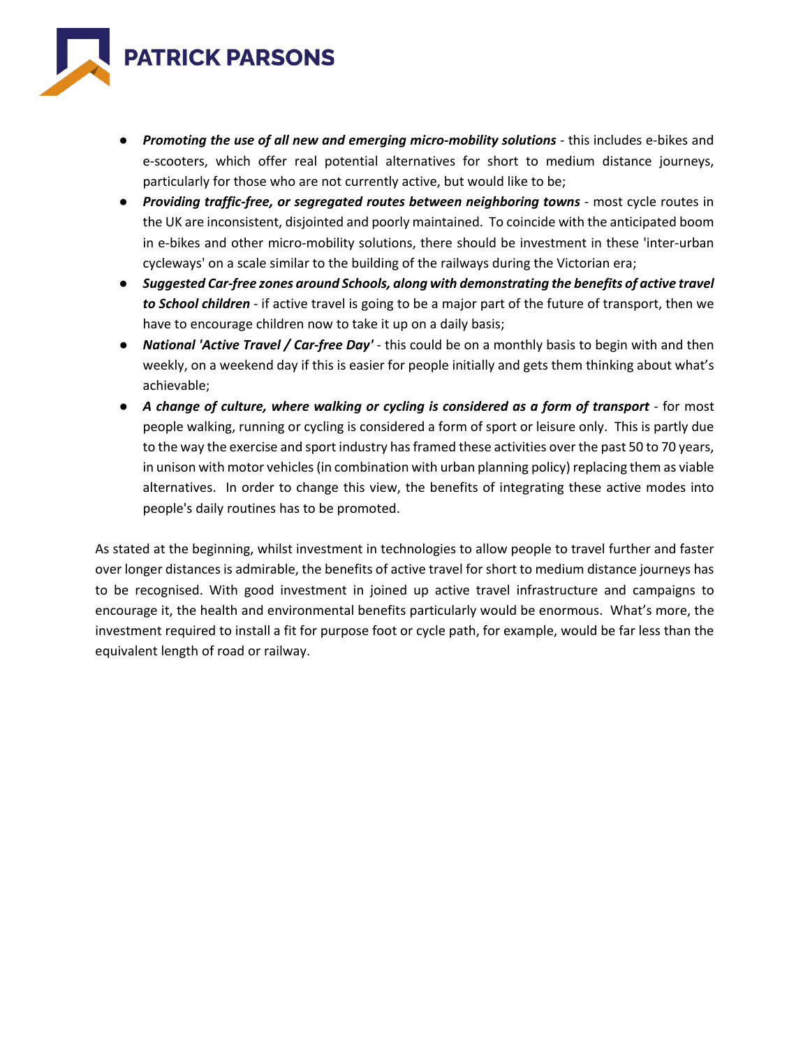- ***Promoting the use of all new and emerging micro-mobility solutions*** - this includes e-bikes and e-scooters, which offer real potential alternatives for short to medium distance journeys, particularly for those who are not currently active, but would like to be;
- ***Providing traffic-free, or segregated routes between neighboring towns*** - most cycle routes in the UK are inconsistent, disjointed and poorly maintained. To coincide with the anticipated boom in e-bikes and other micro-mobility solutions, there should be investment in these 'inter-urban cycleways' on a scale similar to the building of the railways during the Victorian era;
- ***Suggested Car-free zones around Schools, along with demonstrating the benefits of active travel to School children*** - if active travel is going to be a major part of the future of transport, then we have to encourage children now to take it up on a daily basis;
- ***National 'Active Travel / Car-free Day'*** - this could be on a monthly basis to begin with and then weekly, on a weekend day if this is easier for people initially and gets them thinking about what's achievable;
- ***A change of culture, where walking or cycling is considered as a form of transport*** - for most people walking, running or cycling is considered a form of sport or leisure only. This is partly due to the way the exercise and sport industry has framed these activities over the past 50 to 70 years, in unison with motor vehicles (in combination with urban planning policy) replacing them as viable alternatives. In order to change this view, the benefits of integrating these active modes into people's daily routines has to be promoted.

As stated at the beginning, whilst investment in technologies to allow people to travel further and faster over longer distances is admirable, the benefits of active travel for short to medium distance journeys has to be recognised. With good investment in joined up active travel infrastructure and campaigns to encourage it, the health and environmental benefits particularly would be enormous. What's more, the investment required to install a fit for purpose foot or cycle path, for example, would be far less than the equivalent length of road or railway.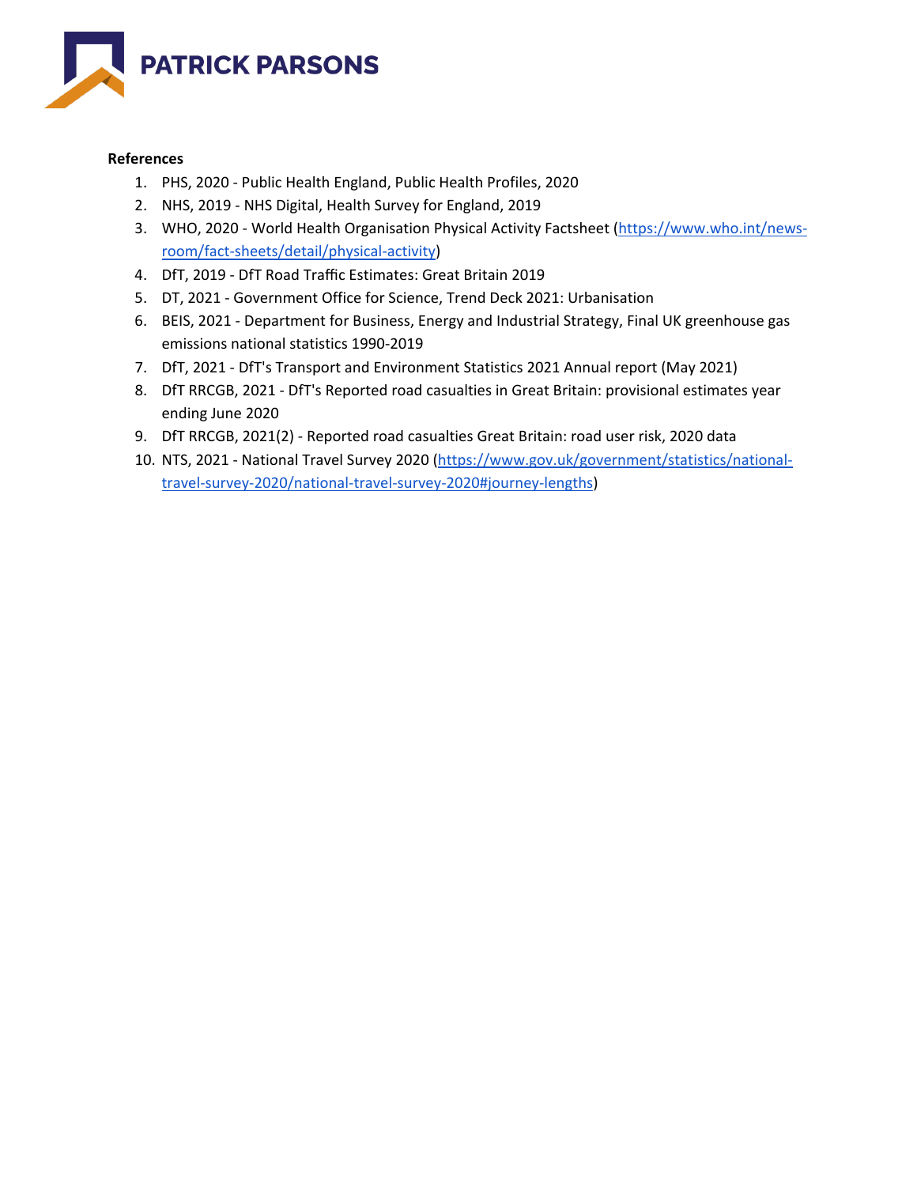**References**

1. PHS, 2020 - Public Health England, Public Health Profiles, 2020
2. NHS, 2019 - NHS Digital, Health Survey for England, 2019
3. WHO, 2020 - World Health Organisation Physical Activity Factsheet (https://www.who.int/news-room/fact-sheets/detail/physical-activity)
4. DfT, 2019 - DfT Road Traffic Estimates: Great Britain 2019
5. DT, 2021 - Government Office for Science, Trend Deck 2021: Urbanisation
6. BEIS, 2021 - Department for Business, Energy and Industrial Strategy, Final UK greenhouse gas emissions national statistics 1990-2019
7. DfT, 2021 - DfT's Transport and Environment Statistics 2021 Annual report (May 2021)
8. DfT RRCGB, 2021 - DfT's Reported road casualties in Great Britain: provisional estimates year ending June 2020
9. DfT RRCGB, 2021(2) - Reported road casualties Great Britain: road user risk, 2020 data
10. NTS, 2021 - National Travel Survey 2020 (https://www.gov.uk/government/statistics/national-travel-survey-2020/national-travel-survey-2020#journey-lengths)